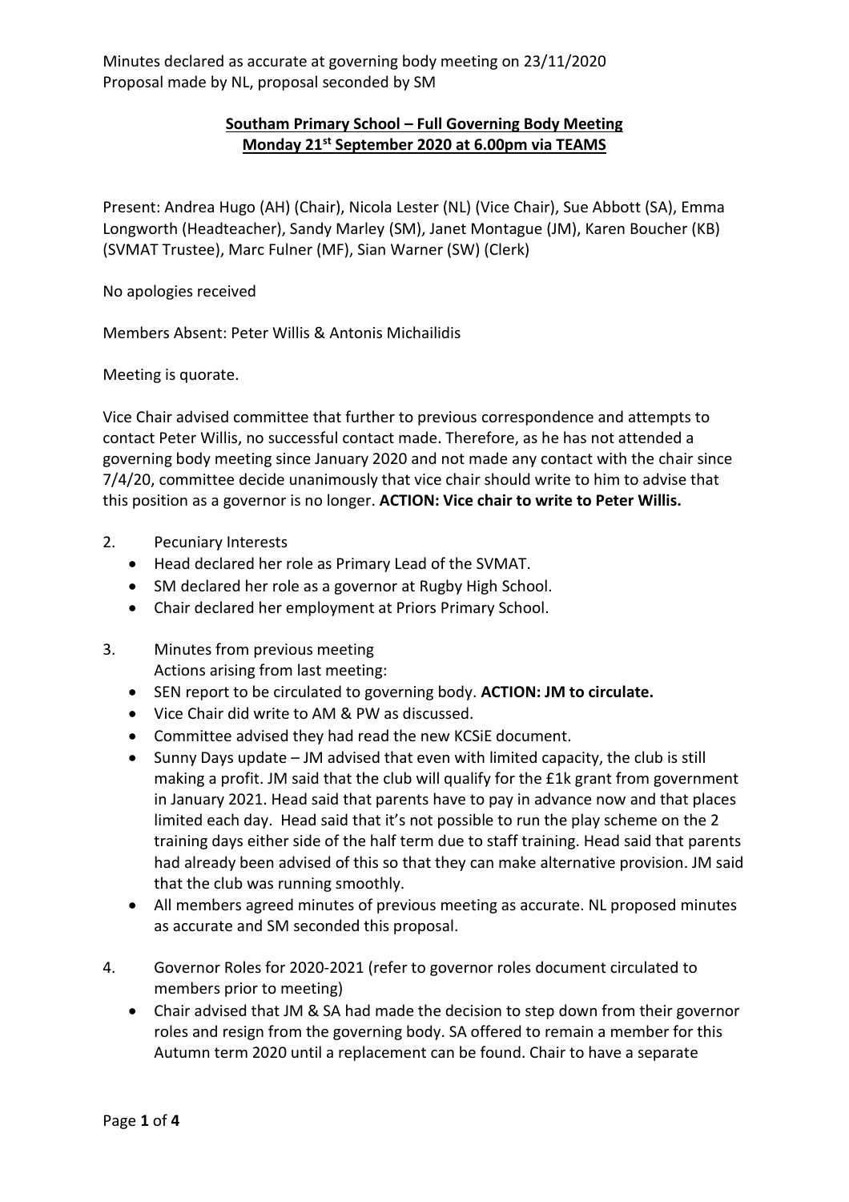Minutes declared as accurate at governing body meeting on 23/11/2020
Proposal made by NL, proposal seconded by SM

**Southam Primary School – Full Governing Body Meeting**
**Monday 21st September 2020 at 6.00pm via TEAMS**

Present: Andrea Hugo (AH) (Chair), Nicola Lester (NL) (Vice Chair), Sue Abbott (SA), Emma Longworth (Headteacher), Sandy Marley (SM), Janet Montague (JM), Karen Boucher (KB) (SVMAT Trustee), Marc Fulner (MF), Sian Warner (SW) (Clerk)

No apologies received

Members Absent: Peter Willis & Antonis Michailidis

Meeting is quorate.

Vice Chair advised committee that further to previous correspondence and attempts to contact Peter Willis, no successful contact made. Therefore, as he has not attended a governing body meeting since January 2020 and not made any contact with the chair since 7/4/20, committee decide unanimously that vice chair should write to him to advise that this position as a governor is no longer. **ACTION: Vice chair to write to Peter Willis.**

2. Pecuniary Interests
   - Head declared her role as Primary Lead of the SVMAT.
   - SM declared her role as a governor at Rugby High School.
   - Chair declared her employment at Priors Primary School.

3. Minutes from previous meeting
   Actions arising from last meeting:
   - SEN report to be circulated to governing body. **ACTION: JM to circulate.**
   - Vice Chair did write to AM & PW as discussed.
   - Committee advised they had read the new KCSiE document.
   - Sunny Days update – JM advised that even with limited capacity, the club is still making a profit. JM said that the club will qualify for the £1k grant from government in January 2021. Head said that parents have to pay in advance now and that places limited each day. Head said that it's not possible to run the play scheme on the 2 training days either side of the half term due to staff training. Head said that parents had already been advised of this so that they can make alternative provision. JM said that the club was running smoothly.
   - All members agreed minutes of previous meeting as accurate. NL proposed minutes as accurate and SM seconded this proposal.

4. Governor Roles for 2020-2021 (refer to governor roles document circulated to members prior to meeting)
   - Chair advised that JM & SA had made the decision to step down from their governor roles and resign from the governing body. SA offered to remain a member for this Autumn term 2020 until a replacement can be found. Chair to have a separate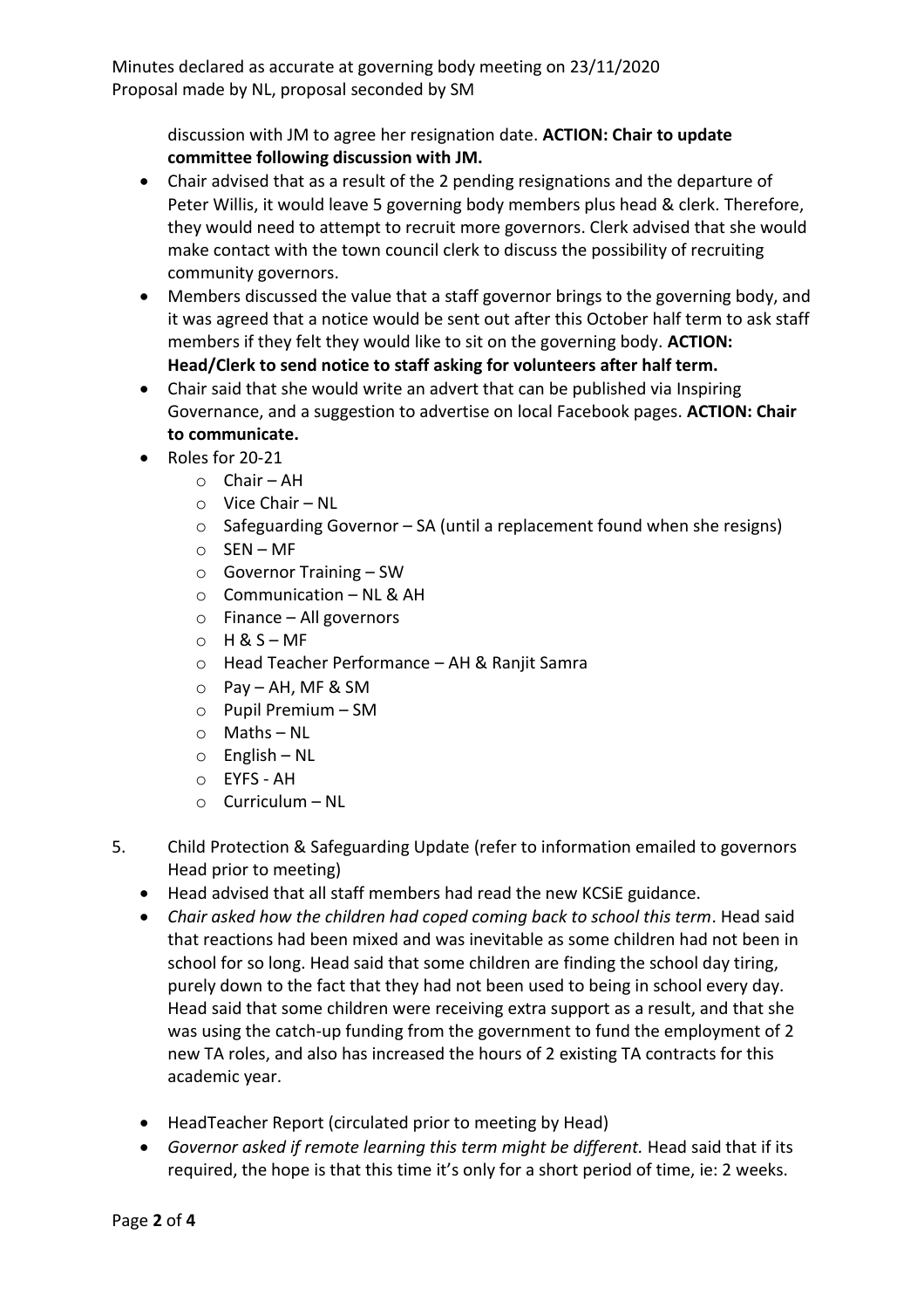Minutes declared as accurate at governing body meeting on 23/11/2020
Proposal made by NL, proposal seconded by SM

discussion with JM to agree her resignation date. **ACTION: Chair to update committee following discussion with JM.**

- Chair advised that as a result of the 2 pending resignations and the departure of Peter Willis, it would leave 5 governing body members plus head & clerk. Therefore, they would need to attempt to recruit more governors. Clerk advised that she would make contact with the town council clerk to discuss the possibility of recruiting community governors.
- Members discussed the value that a staff governor brings to the governing body, and it was agreed that a notice would be sent out after this October half term to ask staff members if they felt they would like to sit on the governing body. **ACTION: Head/Clerk to send notice to staff asking for volunteers after half term.**
- Chair said that she would write an advert that can be published via Inspiring Governance, and a suggestion to advertise on local Facebook pages. **ACTION: Chair to communicate.**
- Roles for 20-21
  - Chair – AH
  - Vice Chair – NL
  - Safeguarding Governor – SA (until a replacement found when she resigns)
  - SEN – MF
  - Governor Training – SW
  - Communication – NL & AH
  - Finance – All governors
  - H & S – MF
  - Head Teacher Performance – AH & Ranjit Samra
  - Pay – AH, MF & SM
  - Pupil Premium – SM
  - Maths – NL
  - English – NL
  - EYFS - AH
  - Curriculum – NL

5. Child Protection & Safeguarding Update (refer to information emailed to governors Head prior to meeting)
   - Head advised that all staff members had read the new KCSiE guidance.
   - *Chair asked how the children had coped coming back to school this term*. Head said that reactions had been mixed and was inevitable as some children had not been in school for so long. Head said that some children are finding the school day tiring, purely down to the fact that they had not been used to being in school every day. Head said that some children were receiving extra support as a result, and that she was using the catch-up funding from the government to fund the employment of 2 new TA roles, and also has increased the hours of 2 existing TA contracts for this academic year.

   - HeadTeacher Report (circulated prior to meeting by Head)
   - *Governor asked if remote learning this term might be different.* Head said that if its required, the hope is that this time it's only for a short period of time, ie: 2 weeks.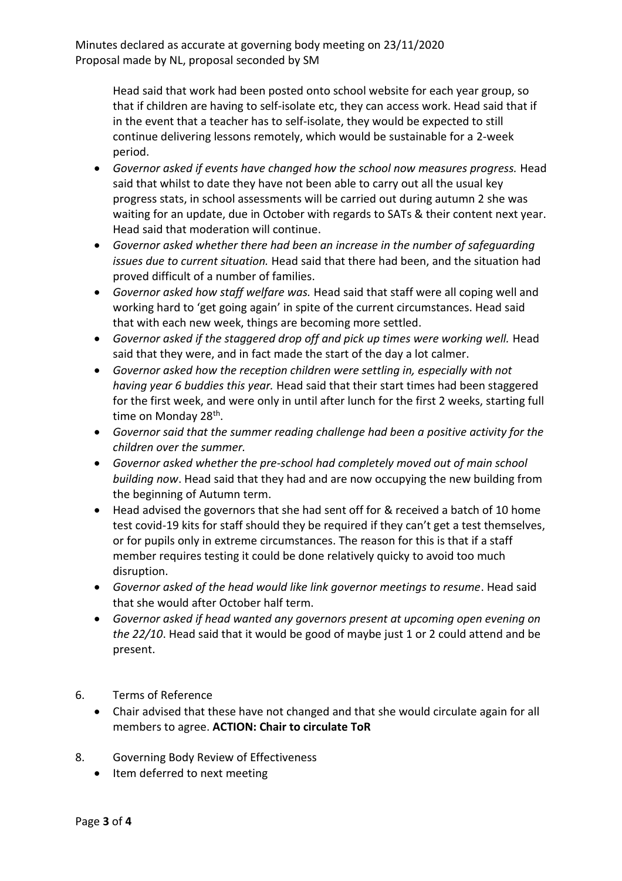Minutes declared as accurate at governing body meeting on 23/11/2020
Proposal made by NL, proposal seconded by SM

Head said that work had been posted onto school website for each year group, so that if children are having to self-isolate etc, they can access work. Head said that if in the event that a teacher has to self-isolate, they would be expected to still continue delivering lessons remotely, which would be sustainable for a 2-week period.

- *Governor asked if events have changed how the school now measures progress.* Head said that whilst to date they have not been able to carry out all the usual key progress stats, in school assessments will be carried out during autumn 2 she was waiting for an update, due in October with regards to SATs & their content next year. Head said that moderation will continue.
- *Governor asked whether there had been an increase in the number of safeguarding issues due to current situation.* Head said that there had been, and the situation had proved difficult of a number of families.
- *Governor asked how staff welfare was.* Head said that staff were all coping well and working hard to 'get going again' in spite of the current circumstances. Head said that with each new week, things are becoming more settled.
- *Governor asked if the staggered drop off and pick up times were working well.* Head said that they were, and in fact made the start of the day a lot calmer.
- *Governor asked how the reception children were settling in, especially with not having year 6 buddies this year.* Head said that their start times had been staggered for the first week, and were only in until after lunch for the first 2 weeks, starting full time on Monday 28th.
- *Governor said that the summer reading challenge had been a positive activity for the children over the summer.*
- *Governor asked whether the pre-school had completely moved out of main school building now*. Head said that they had and are now occupying the new building from the beginning of Autumn term.
- Head advised the governors that she had sent off for & received a batch of 10 home test covid-19 kits for staff should they be required if they can't get a test themselves, or for pupils only in extreme circumstances. The reason for this is that if a staff member requires testing it could be done relatively quicky to avoid too much disruption.
- *Governor asked of the head would like link governor meetings to resume*. Head said that she would after October half term.
- *Governor asked if head wanted any governors present at upcoming open evening on the 22/10*. Head said that it would be good of maybe just 1 or 2 could attend and be present.

6. Terms of Reference
   - Chair advised that these have not changed and that she would circulate again for all members to agree. **ACTION: Chair to circulate ToR**

8. Governing Body Review of Effectiveness
   - Item deferred to next meeting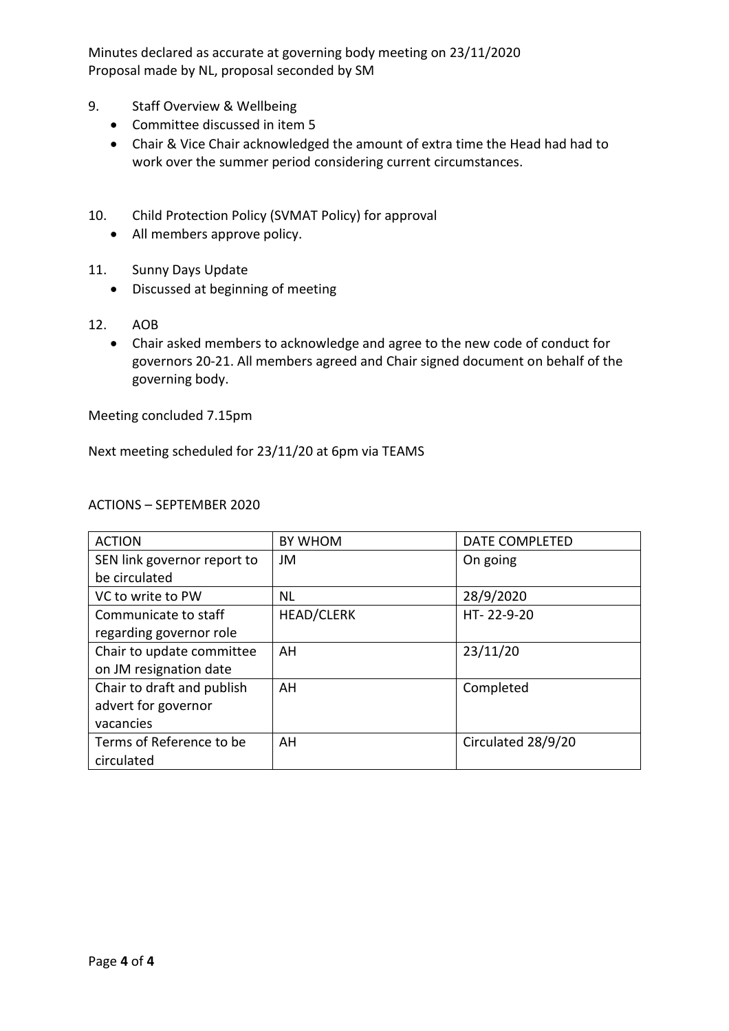Minutes declared as accurate at governing body meeting on 23/11/2020
Proposal made by NL, proposal seconded by SM

9. Staff Overview & Wellbeing
   - Committee discussed in item 5
   - Chair & Vice Chair acknowledged the amount of extra time the Head had had to work over the summer period considering current circumstances.

10. Child Protection Policy (SVMAT Policy) for approval
    - All members approve policy.

11. Sunny Days Update
    - Discussed at beginning of meeting

12. AOB
    - Chair asked members to acknowledge and agree to the new code of conduct for governors 20-21. All members agreed and Chair signed document on behalf of the governing body.

Meeting concluded 7.15pm

Next meeting scheduled for 23/11/20 at 6pm via TEAMS

ACTIONS – SEPTEMBER 2020

| ACTION | BY WHOM | DATE COMPLETED |
| --- | --- | --- |
| SEN link governor report to be circulated | JM | On going |
| VC to write to PW | NL | 28/9/2020 |
| Communicate to staff regarding governor role | HEAD/CLERK | HT- 22-9-20 |
| Chair to update committee on JM resignation date | AH | 23/11/20 |
| Chair to draft and publish advert for governor vacancies | AH | Completed |
| Terms of Reference to be circulated | AH | Circulated 28/9/20 |